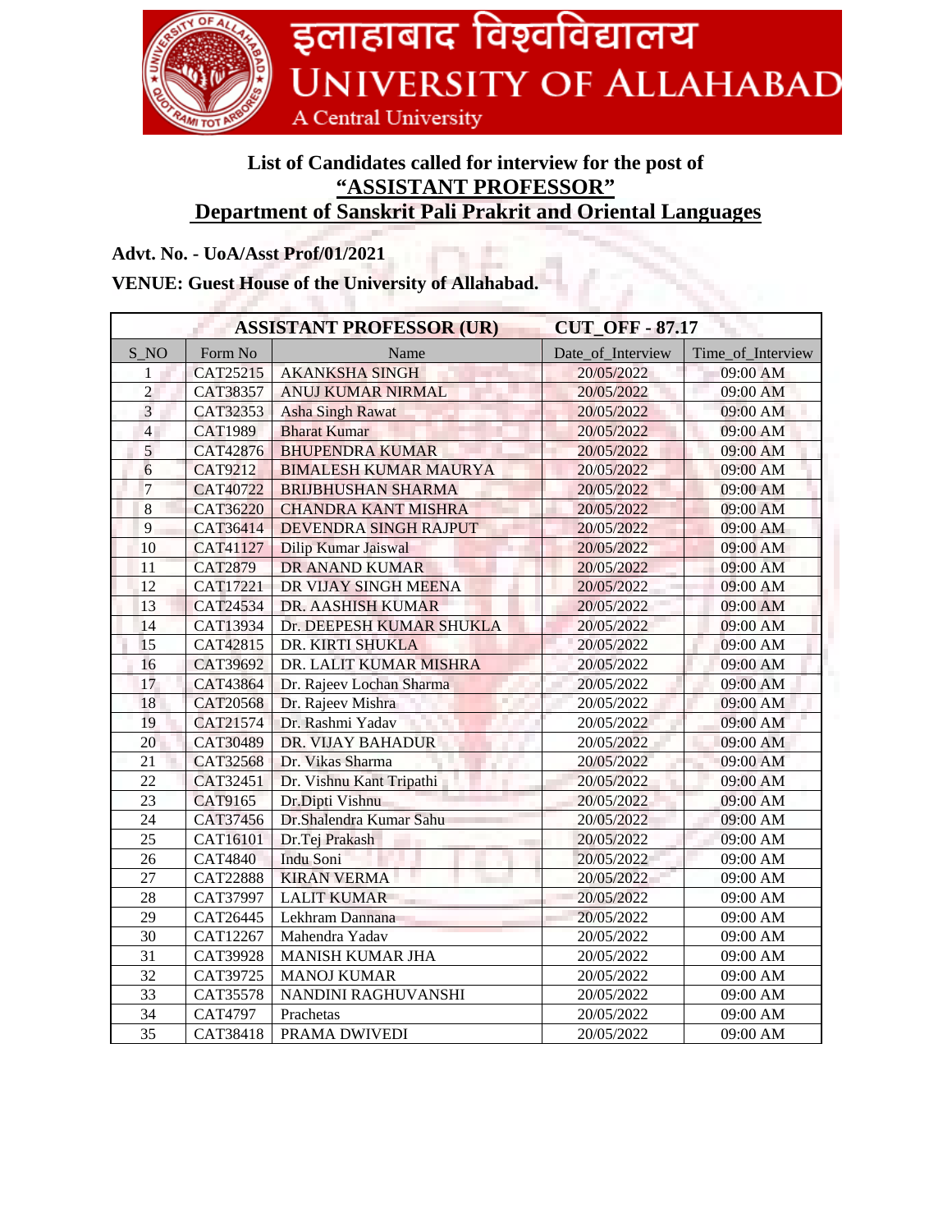# इलाहाबाद विश्वविद्यालय
# UNIVERSITY OF ALLAHABAD
A Central University

## List of Candidates called for interview for the post of
## "ASSISTANT PROFESSOR"
## Department of Sanskrit Pali Prakrit and Oriental Languages

**Advt. No. - UoA/Asst Prof/01/2021**

**VENUE: Guest House of the University of Allahabad.**

| **ASSISTANT PROFESSOR (UR)** | | | **CUT_OFF - 87.17** | |
|---|---|---|---|---|
| S_NO | Form No | Name | Date_of_Interview | Time_of_Interview |
| 1 | CAT25215 | AKANKSHA SINGH | 20/05/2022 | 09:00 AM |
| 2 | CAT38357 | ANUJ KUMAR NIRMAL | 20/05/2022 | 09:00 AM |
| 3 | CAT32353 | Asha Singh Rawat | 20/05/2022 | 09:00 AM |
| 4 | CAT1989 | Bharat Kumar | 20/05/2022 | 09:00 AM |
| 5 | CAT42876 | BHUPENDRA KUMAR | 20/05/2022 | 09:00 AM |
| 6 | CAT9212 | BIMALESH KUMAR MAURYA | 20/05/2022 | 09:00 AM |
| 7 | CAT40722 | BRIJBHUSHAN SHARMA | 20/05/2022 | 09:00 AM |
| 8 | CAT36220 | CHANDRA KANT MISHRA | 20/05/2022 | 09:00 AM |
| 9 | CAT36414 | DEVENDRA SINGH RAJPUT | 20/05/2022 | 09:00 AM |
| 10 | CAT41127 | Dilip Kumar Jaiswal | 20/05/2022 | 09:00 AM |
| 11 | CAT2879 | DR ANAND KUMAR | 20/05/2022 | 09:00 AM |
| 12 | CAT17221 | DR VIJAY SINGH MEENA | 20/05/2022 | 09:00 AM |
| 13 | CAT24534 | DR. AASHISH KUMAR | 20/05/2022 | 09:00 AM |
| 14 | CAT13934 | Dr. DEEPESH KUMAR SHUKLA | 20/05/2022 | 09:00 AM |
| 15 | CAT42815 | DR. KIRTI SHUKLA | 20/05/2022 | 09:00 AM |
| 16 | CAT39692 | DR. LALIT KUMAR MISHRA | 20/05/2022 | 09:00 AM |
| 17 | CAT43864 | Dr. Rajeev Lochan Sharma | 20/05/2022 | 09:00 AM |
| 18 | CAT20568 | Dr. Rajeev Mishra | 20/05/2022 | 09:00 AM |
| 19 | CAT21574 | Dr. Rashmi Yadav | 20/05/2022 | 09:00 AM |
| 20 | CAT30489 | DR. VIJAY BAHADUR | 20/05/2022 | 09:00 AM |
| 21 | CAT32568 | Dr. Vikas Sharma | 20/05/2022 | 09:00 AM |
| 22 | CAT32451 | Dr. Vishnu Kant Tripathi | 20/05/2022 | 09:00 AM |
| 23 | CAT9165 | Dr.Dipti Vishnu | 20/05/2022 | 09:00 AM |
| 24 | CAT37456 | Dr.Shalendra Kumar Sahu | 20/05/2022 | 09:00 AM |
| 25 | CAT16101 | Dr.Tej Prakash | 20/05/2022 | 09:00 AM |
| 26 | CAT4840 | Indu Soni | 20/05/2022 | 09:00 AM |
| 27 | CAT22888 | KIRAN VERMA | 20/05/2022 | 09:00 AM |
| 28 | CAT37997 | LALIT KUMAR | 20/05/2022 | 09:00 AM |
| 29 | CAT26445 | Lekhram Dannana | 20/05/2022 | 09:00 AM |
| 30 | CAT12267 | Mahendra Yadav | 20/05/2022 | 09:00 AM |
| 31 | CAT39928 | MANISH KUMAR JHA | 20/05/2022 | 09:00 AM |
| 32 | CAT39725 | MANOJ KUMAR | 20/05/2022 | 09:00 AM |
| 33 | CAT35578 | NANDINI RAGHUVANSHI | 20/05/2022 | 09:00 AM |
| 34 | CAT4797 | Prachetas | 20/05/2022 | 09:00 AM |
| 35 | CAT38418 | PRAMA DWIVEDI | 20/05/2022 | 09:00 AM |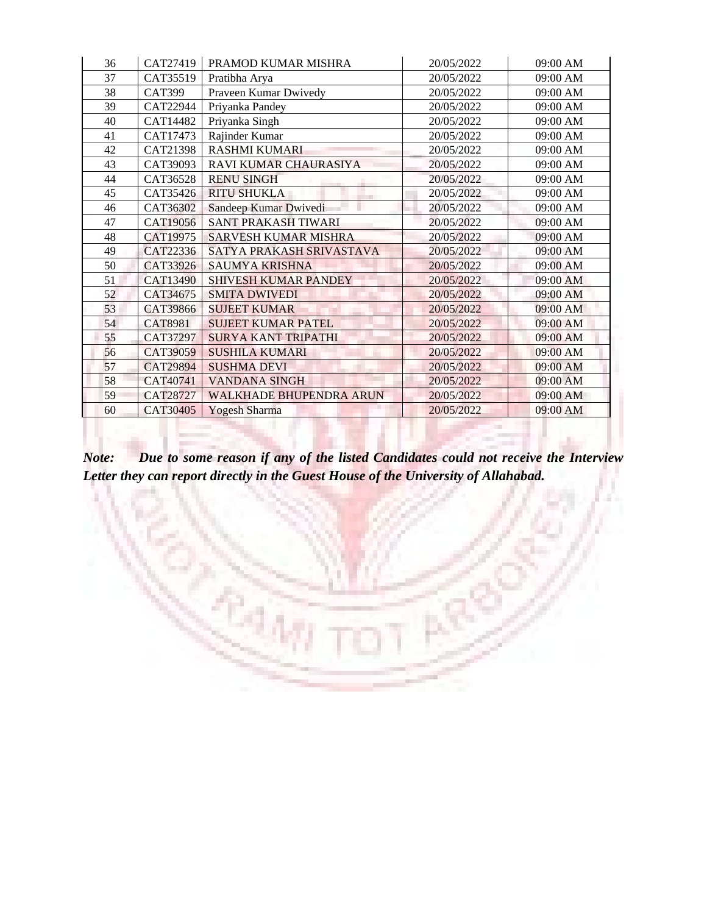| | | | | |
|---|---|---|---|---|
| 36 | CAT27419 | PRAMOD KUMAR MISHRA | 20/05/2022 | 09:00 AM |
| 37 | CAT35519 | Pratibha Arya | 20/05/2022 | 09:00 AM |
| 38 | CAT399 | Praveen Kumar Dwivedy | 20/05/2022 | 09:00 AM |
| 39 | CAT22944 | Priyanka Pandey | 20/05/2022 | 09:00 AM |
| 40 | CAT14482 | Priyanka Singh | 20/05/2022 | 09:00 AM |
| 41 | CAT17473 | Rajinder Kumar | 20/05/2022 | 09:00 AM |
| 42 | CAT21398 | RASHMI KUMARI | 20/05/2022 | 09:00 AM |
| 43 | CAT39093 | RAVI KUMAR CHAURASIYA | 20/05/2022 | 09:00 AM |
| 44 | CAT36528 | RENU SINGH | 20/05/2022 | 09:00 AM |
| 45 | CAT35426 | RITU SHUKLA | 20/05/2022 | 09:00 AM |
| 46 | CAT36302 | Sandeep Kumar Dwivedi | 20/05/2022 | 09:00 AM |
| 47 | CAT19056 | SANT PRAKASH TIWARI | 20/05/2022 | 09:00 AM |
| 48 | CAT19975 | SARVESH KUMAR MISHRA | 20/05/2022 | 09:00 AM |
| 49 | CAT22336 | SATYA PRAKASH SRIVASTAVA | 20/05/2022 | 09:00 AM |
| 50 | CAT33926 | SAUMYA KRISHNA | 20/05/2022 | 09:00 AM |
| 51 | CAT13490 | SHIVESH KUMAR PANDEY | 20/05/2022 | 09:00 AM |
| 52 | CAT34675 | SMITA DWIVEDI | 20/05/2022 | 09:00 AM |
| 53 | CAT39866 | SUJEET KUMAR | 20/05/2022 | 09:00 AM |
| 54 | CAT8981 | SUJEET KUMAR PATEL | 20/05/2022 | 09:00 AM |
| 55 | CAT37297 | SURYA KANT TRIPATHI | 20/05/2022 | 09:00 AM |
| 56 | CAT39059 | SUSHILA KUMARI | 20/05/2022 | 09:00 AM |
| 57 | CAT29894 | SUSHMA DEVI | 20/05/2022 | 09:00 AM |
| 58 | CAT40741 | VANDANA SINGH | 20/05/2022 | 09:00 AM |
| 59 | CAT28727 | WALKHADE BHUPENDRA ARUN | 20/05/2022 | 09:00 AM |
| 60 | CAT30405 | Yogesh Sharma | 20/05/2022 | 09:00 AM |

***Note:*** ***Due to some reason if any of the listed Candidates could not receive the Interview Letter they can report directly in the Guest House of the University of Allahabad.***